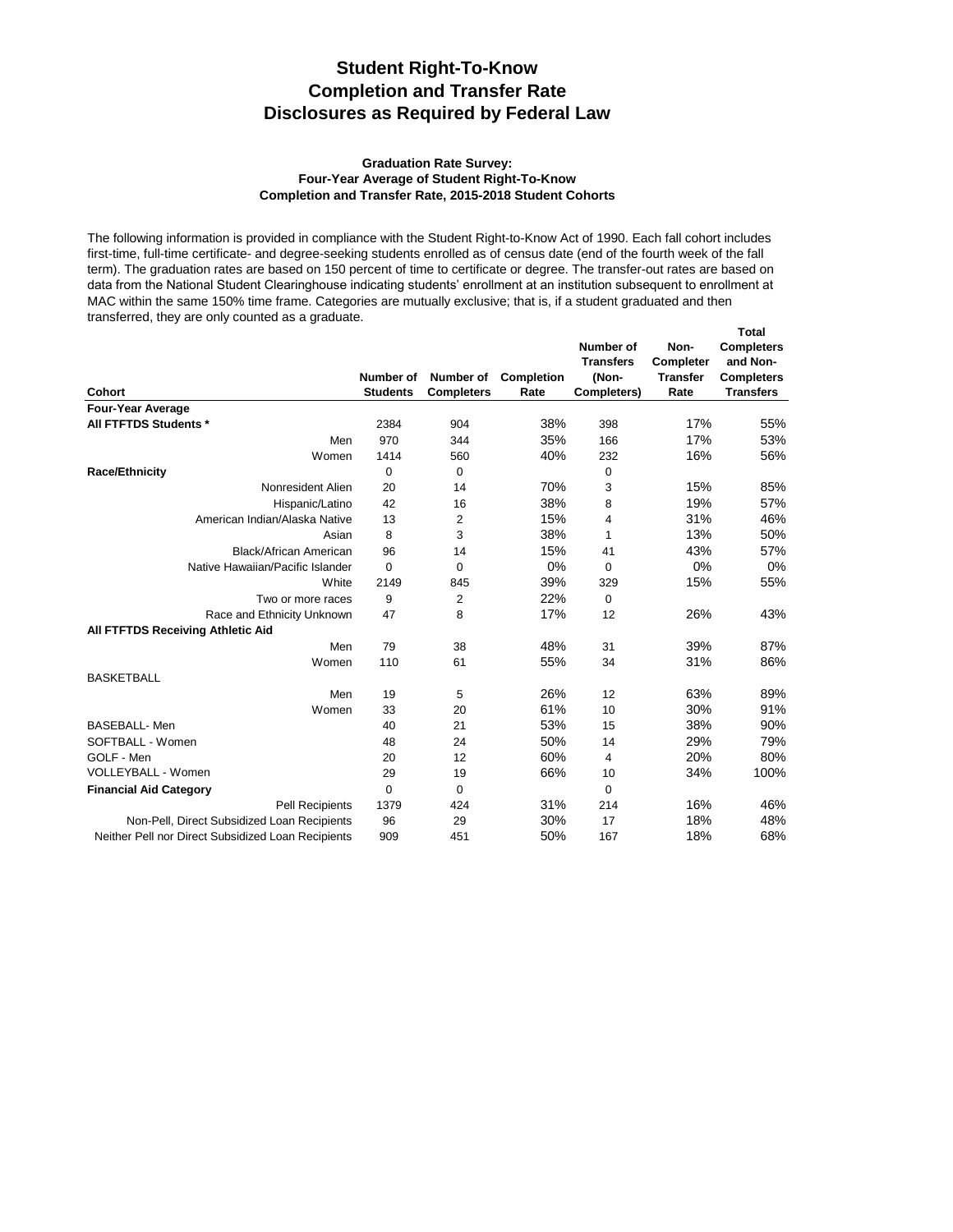# Student Right-To-Know
# Completion and Transfer Rate
# Disclosures as Required by Federal Law

### Graduation Rate Survey:
### Four-Year Average of Student Right-To-Know
### Completion and Transfer Rate, 2015-2018 Student Cohorts

The following information is provided in compliance with the Student Right-to-Know Act of 1990. Each fall cohort includes first-time, full-time certificate- and degree-seeking students enrolled as of census date (end of the fourth week of the fall term). The graduation rates are based on 150 percent of time to certificate or degree. The transfer-out rates are based on data from the National Student Clearinghouse indicating students' enrollment at an institution subsequent to enrollment at MAC within the same 150% time frame. Categories are mutually exclusive; that is, if a student graduated and then transferred, they are only counted as a graduate.

| Cohort | Number of Students | Number of Completers | Completion Rate | Number of Transfers (Non-Completers) | Non-Completer Transfer Rate | Total Completers and Non-Completers Transfers |
|---|---|---|---|---|---|---|
| **Four-Year Average** | | | | | | |
| **All FTFTDS Students \*** | 2384 | 904 | 38% | 398 | 17% | 55% |
| Men | 970 | 344 | 35% | 166 | 17% | 53% |
| Women | 1414 | 560 | 40% | 232 | 16% | 56% |
| **Race/Ethnicity** | 0 | 0 | | 0 | | |
| Nonresident Alien | 20 | 14 | 70% | 3 | 15% | 85% |
| Hispanic/Latino | 42 | 16 | 38% | 8 | 19% | 57% |
| American Indian/Alaska Native | 13 | 2 | 15% | 4 | 31% | 46% |
| Asian | 8 | 3 | 38% | 1 | 13% | 50% |
| Black/African American | 96 | 14 | 15% | 41 | 43% | 57% |
| Native Hawaiian/Pacific Islander | 0 | 0 | 0% | 0 | 0% | 0% |
| White | 2149 | 845 | 39% | 329 | 15% | 55% |
| Two or more races | 9 | 2 | 22% | 0 | | |
| Race and Ethnicity Unknown | 47 | 8 | 17% | 12 | 26% | 43% |
| **All FTFTDS Receiving Athletic Aid** | | | | | | |
| Men | 79 | 38 | 48% | 31 | 39% | 87% |
| Women | 110 | 61 | 55% | 34 | 31% | 86% |
| BASKETBALL | | | | | | |
| Men | 19 | 5 | 26% | 12 | 63% | 89% |
| Women | 33 | 20 | 61% | 10 | 30% | 91% |
| BASEBALL- Men | 40 | 21 | 53% | 15 | 38% | 90% |
| SOFTBALL - Women | 48 | 24 | 50% | 14 | 29% | 79% |
| GOLF - Men | 20 | 12 | 60% | 4 | 20% | 80% |
| VOLLEYBALL - Women | 29 | 19 | 66% | 10 | 34% | 100% |
| **Financial Aid Category** | 0 | 0 | | 0 | | |
| Pell Recipients | 1379 | 424 | 31% | 214 | 16% | 46% |
| Non-Pell, Direct Subsidized Loan Recipients | 96 | 29 | 30% | 17 | 18% | 48% |
| Neither Pell nor Direct Subsidized Loan Recipients | 909 | 451 | 50% | 167 | 18% | 68% |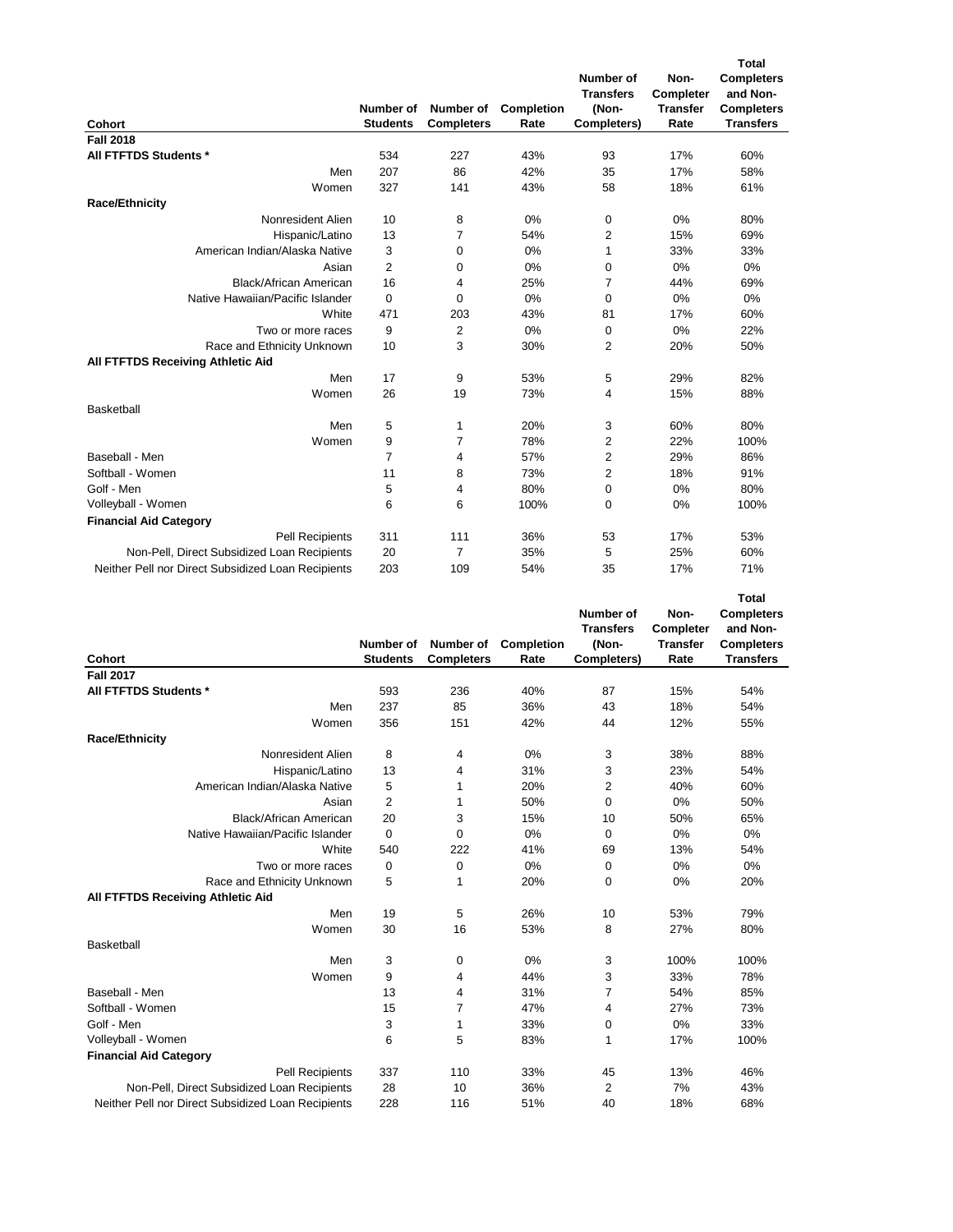| Cohort | Number of Students | Number of Completers | Completion Rate | Number of Transfers (Non-Completers) | Non-Completer Transfer Rate | Total Completers and Non-Completers Transfers |
|---|---|---|---|---|---|---|
| **Fall 2018** | | | | | | |
| **All FTFTDS Students *** | 534 | 227 | 43% | 93 | 17% | 60% |
| Men | 207 | 86 | 42% | 35 | 17% | 58% |
| Women | 327 | 141 | 43% | 58 | 18% | 61% |
| **Race/Ethnicity** | | | | | | |
| Nonresident Alien | 10 | 8 | 0% | 0 | 0% | 80% |
| Hispanic/Latino | 13 | 7 | 54% | 2 | 15% | 69% |
| American Indian/Alaska Native | 3 | 0 | 0% | 1 | 33% | 33% |
| Asian | 2 | 0 | 0% | 0 | 0% | 0% |
| Black/African American | 16 | 4 | 25% | 7 | 44% | 69% |
| Native Hawaiian/Pacific Islander | 0 | 0 | 0% | 0 | 0% | 0% |
| White | 471 | 203 | 43% | 81 | 17% | 60% |
| Two or more races | 9 | 2 | 0% | 0 | 0% | 22% |
| Race and Ethnicity Unknown | 10 | 3 | 30% | 2 | 20% | 50% |
| **All FTFTDS Receiving Athletic Aid** | | | | | | |
| Men | 17 | 9 | 53% | 5 | 29% | 82% |
| Women | 26 | 19 | 73% | 4 | 15% | 88% |
| Basketball | | | | | | |
| Men | 5 | 1 | 20% | 3 | 60% | 80% |
| Women | 9 | 7 | 78% | 2 | 22% | 100% |
| Baseball - Men | 7 | 4 | 57% | 2 | 29% | 86% |
| Softball - Women | 11 | 8 | 73% | 2 | 18% | 91% |
| Golf - Men | 5 | 4 | 80% | 0 | 0% | 80% |
| Volleyball - Women | 6 | 6 | 100% | 0 | 0% | 100% |
| **Financial Aid Category** | | | | | | |
| Pell Recipients | 311 | 111 | 36% | 53 | 17% | 53% |
| Non-Pell, Direct Subsidized Loan Recipients | 20 | 7 | 35% | 5 | 25% | 60% |
| Neither Pell nor Direct Subsidized Loan Recipients | 203 | 109 | 54% | 35 | 17% | 71% |

| Cohort | Number of Students | Number of Completers | Completion Rate | Number of Transfers (Non-Completers) | Non-Completer Transfer Rate | Total Completers and Non-Completers Transfers |
|---|---|---|---|---|---|---|
| **Fall 2017** | | | | | | |
| **All FTFTDS Students *** | 593 | 236 | 40% | 87 | 15% | 54% |
| Men | 237 | 85 | 36% | 43 | 18% | 54% |
| Women | 356 | 151 | 42% | 44 | 12% | 55% |
| **Race/Ethnicity** | | | | | | |
| Nonresident Alien | 8 | 4 | 0% | 3 | 38% | 88% |
| Hispanic/Latino | 13 | 4 | 31% | 3 | 23% | 54% |
| American Indian/Alaska Native | 5 | 1 | 20% | 2 | 40% | 60% |
| Asian | 2 | 1 | 50% | 0 | 0% | 50% |
| Black/African American | 20 | 3 | 15% | 10 | 50% | 65% |
| Native Hawaiian/Pacific Islander | 0 | 0 | 0% | 0 | 0% | 0% |
| White | 540 | 222 | 41% | 69 | 13% | 54% |
| Two or more races | 0 | 0 | 0% | 0 | 0% | 0% |
| Race and Ethnicity Unknown | 5 | 1 | 20% | 0 | 0% | 20% |
| **All FTFTDS Receiving Athletic Aid** | | | | | | |
| Men | 19 | 5 | 26% | 10 | 53% | 79% |
| Women | 30 | 16 | 53% | 8 | 27% | 80% |
| Basketball | | | | | | |
| Men | 3 | 0 | 0% | 3 | 100% | 100% |
| Women | 9 | 4 | 44% | 3 | 33% | 78% |
| Baseball - Men | 13 | 4 | 31% | 7 | 54% | 85% |
| Softball - Women | 15 | 7 | 47% | 4 | 27% | 73% |
| Golf - Men | 3 | 1 | 33% | 0 | 0% | 33% |
| Volleyball - Women | 6 | 5 | 83% | 1 | 17% | 100% |
| **Financial Aid Category** | | | | | | |
| Pell Recipients | 337 | 110 | 33% | 45 | 13% | 46% |
| Non-Pell, Direct Subsidized Loan Recipients | 28 | 10 | 36% | 2 | 7% | 43% |
| Neither Pell nor Direct Subsidized Loan Recipients | 228 | 116 | 51% | 40 | 18% | 68% |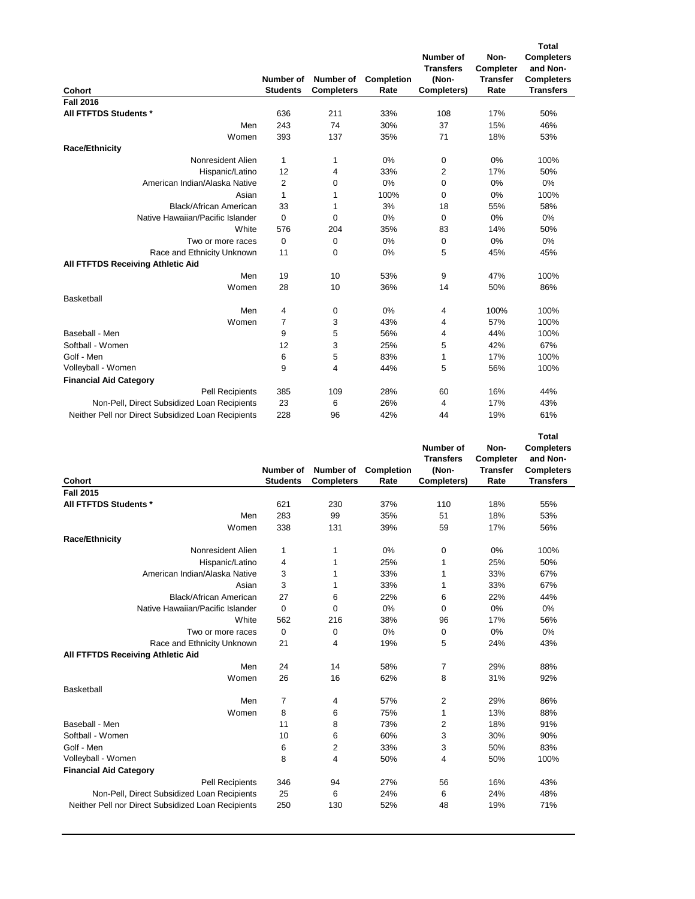| Cohort | Number of Students | Number of Completers | Completion Rate | Number of Transfers (Non-Completers) | Non-Completer Transfer Rate | Total Completers and Non-Completers Transfers |
|---|---|---|---|---|---|---|
| **Fall 2016** | | | | | | |
| **All FTFTDS Students *** | 636 | 211 | 33% | 108 | 17% | 50% |
| Men | 243 | 74 | 30% | 37 | 15% | 46% |
| Women | 393 | 137 | 35% | 71 | 18% | 53% |
| **Race/Ethnicity** | | | | | | |
| Nonresident Alien | 1 | 1 | 0% | 0 | 0% | 100% |
| Hispanic/Latino | 12 | 4 | 33% | 2 | 17% | 50% |
| American Indian/Alaska Native | 2 | 0 | 0% | 0 | 0% | 0% |
| Asian | 1 | 1 | 100% | 0 | 0% | 100% |
| Black/African American | 33 | 1 | 3% | 18 | 55% | 58% |
| Native Hawaiian/Pacific Islander | 0 | 0 | 0% | 0 | 0% | 0% |
| White | 576 | 204 | 35% | 83 | 14% | 50% |
| Two or more races | 0 | 0 | 0% | 0 | 0% | 0% |
| Race and Ethnicity Unknown | 11 | 0 | 0% | 5 | 45% | 45% |
| **All FTFTDS Receiving Athletic Aid** | | | | | | |
| Men | 19 | 10 | 53% | 9 | 47% | 100% |
| Women | 28 | 10 | 36% | 14 | 50% | 86% |
| Basketball | | | | | | |
| Men | 4 | 0 | 0% | 4 | 100% | 100% |
| Women | 7 | 3 | 43% | 4 | 57% | 100% |
| Baseball - Men | 9 | 5 | 56% | 4 | 44% | 100% |
| Softball - Women | 12 | 3 | 25% | 5 | 42% | 67% |
| Golf - Men | 6 | 5 | 83% | 1 | 17% | 100% |
| Volleyball - Women | 9 | 4 | 44% | 5 | 56% | 100% |
| **Financial Aid Category** | | | | | | |
| Pell Recipients | 385 | 109 | 28% | 60 | 16% | 44% |
| Non-Pell, Direct Subsidized Loan Recipients | 23 | 6 | 26% | 4 | 17% | 43% |
| Neither Pell nor Direct Subsidized Loan Recipients | 228 | 96 | 42% | 44 | 19% | 61% |

| Cohort | Number of Students | Number of Completers | Completion Rate | Number of Transfers (Non-Completers) | Non-Completer Transfer Rate | Total Completers and Non-Completers Transfers |
|---|---|---|---|---|---|---|
| **Fall 2015** | | | | | | |
| **All FTFTDS Students *** | 621 | 230 | 37% | 110 | 18% | 55% |
| Men | 283 | 99 | 35% | 51 | 18% | 53% |
| Women | 338 | 131 | 39% | 59 | 17% | 56% |
| **Race/Ethnicity** | | | | | | |
| Nonresident Alien | 1 | 1 | 0% | 0 | 0% | 100% |
| Hispanic/Latino | 4 | 1 | 25% | 1 | 25% | 50% |
| American Indian/Alaska Native | 3 | 1 | 33% | 1 | 33% | 67% |
| Asian | 3 | 1 | 33% | 1 | 33% | 67% |
| Black/African American | 27 | 6 | 22% | 6 | 22% | 44% |
| Native Hawaiian/Pacific Islander | 0 | 0 | 0% | 0 | 0% | 0% |
| White | 562 | 216 | 38% | 96 | 17% | 56% |
| Two or more races | 0 | 0 | 0% | 0 | 0% | 0% |
| Race and Ethnicity Unknown | 21 | 4 | 19% | 5 | 24% | 43% |
| **All FTFTDS Receiving Athletic Aid** | | | | | | |
| Men | 24 | 14 | 58% | 7 | 29% | 88% |
| Women | 26 | 16 | 62% | 8 | 31% | 92% |
| Basketball | | | | | | |
| Men | 7 | 4 | 57% | 2 | 29% | 86% |
| Women | 8 | 6 | 75% | 1 | 13% | 88% |
| Baseball - Men | 11 | 8 | 73% | 2 | 18% | 91% |
| Softball - Women | 10 | 6 | 60% | 3 | 30% | 90% |
| Golf - Men | 6 | 2 | 33% | 3 | 50% | 83% |
| Volleyball - Women | 8 | 4 | 50% | 4 | 50% | 100% |
| **Financial Aid Category** | | | | | | |
| Pell Recipients | 346 | 94 | 27% | 56 | 16% | 43% |
| Non-Pell, Direct Subsidized Loan Recipients | 25 | 6 | 24% | 6 | 24% | 48% |
| Neither Pell nor Direct Subsidized Loan Recipients | 250 | 130 | 52% | 48 | 19% | 71% |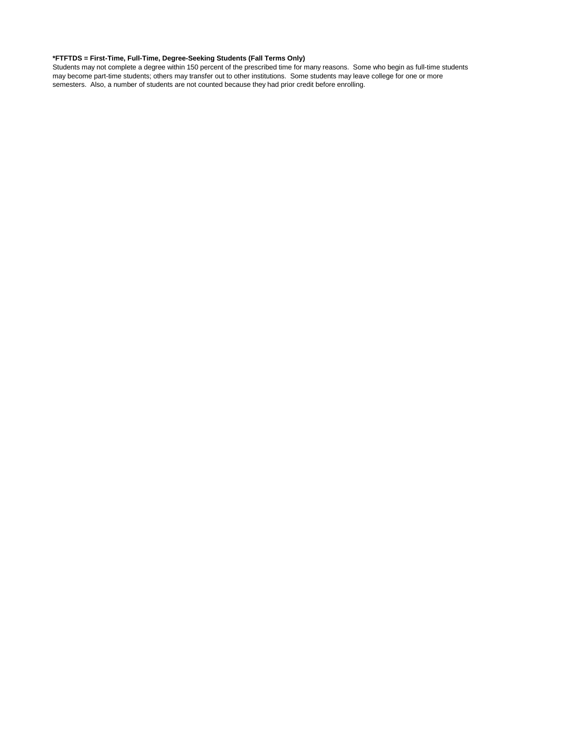**\*FTFTDS = First-Time, Full-Time, Degree-Seeking Students (Fall Terms Only)**

Students may not complete a degree within 150 percent of the prescribed time for many reasons. Some who begin as full-time students may become part-time students; others may transfer out to other institutions. Some students may leave college for one or more semesters. Also, a number of students are not counted because they had prior credit before enrolling.